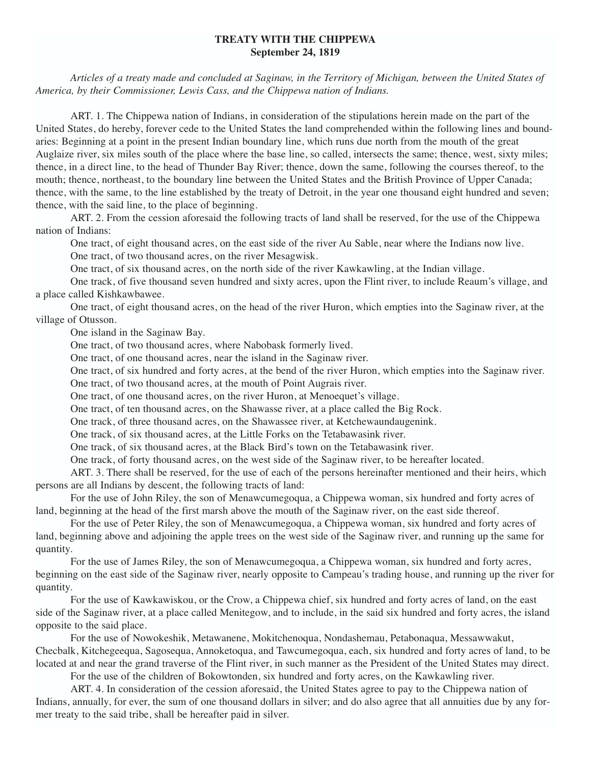# TREATY WITH THE CHIPPEWA
## September 24, 1819

*Articles of a treaty made and concluded at Saginaw, in the Territory of Michigan, between the United States of America, by their Commissioner, Lewis Cass, and the Chippewa nation of Indians.*

ART. 1. The Chippewa nation of Indians, in consideration of the stipulations herein made on the part of the United States, do hereby, forever cede to the United States the land comprehended within the following lines and boundaries: Beginning at a point in the present Indian boundary line, which runs due north from the mouth of the great Auglaize river, six miles south of the place where the base line, so called, intersects the same; thence, west, sixty miles; thence, in a direct line, to the head of Thunder Bay River; thence, down the same, following the courses thereof, to the mouth; thence, northeast, to the boundary line between the United States and the British Province of Upper Canada; thence, with the same, to the line established by the treaty of Detroit, in the year one thousand eight hundred and seven; thence, with the said line, to the place of beginning.

ART. 2. From the cession aforesaid the following tracts of land shall be reserved, for the use of the Chippewa nation of Indians:

One tract, of eight thousand acres, on the east side of the river Au Sable, near where the Indians now live.

One tract, of two thousand acres, on the river Mesagwisk.

One tract, of six thousand acres, on the north side of the river Kawkawling, at the Indian village.

One track, of five thousand seven hundred and sixty acres, upon the Flint river, to include Reaum's village, and a place called Kishkawbawee.

One tract, of eight thousand acres, on the head of the river Huron, which empties into the Saginaw river, at the village of Otusson.

One island in the Saginaw Bay.

One tract, of two thousand acres, where Nabobask formerly lived.

One tract, of one thousand acres, near the island in the Saginaw river.

One tract, of six hundred and forty acres, at the bend of the river Huron, which empties into the Saginaw river.

One tract, of two thousand acres, at the mouth of Point Augrais river.

One tract, of one thousand acres, on the river Huron, at Menoequet's village.

One tract, of ten thousand acres, on the Shawasse river, at a place called the Big Rock.

One track, of three thousand acres, on the Shawassee river, at Ketchewaundaugenink.

One track, of six thousand acres, at the Little Forks on the Tetabawasink river.

One track, of six thousand acres, at the Black Bird's town on the Tetabawasink river.

One track, of forty thousand acres, on the west side of the Saginaw river, to be hereafter located.

ART. 3. There shall be reserved, for the use of each of the persons hereinafter mentioned and their heirs, which persons are all Indians by descent, the following tracts of land:

For the use of John Riley, the son of Menawcumegoqua, a Chippewa woman, six hundred and forty acres of land, beginning at the head of the first marsh above the mouth of the Saginaw river, on the east side thereof.

For the use of Peter Riley, the son of Menawcumegoqua, a Chippewa woman, six hundred and forty acres of land, beginning above and adjoining the apple trees on the west side of the Saginaw river, and running up the same for quantity.

For the use of James Riley, the son of Menawcumegoqua, a Chippewa woman, six hundred and forty acres, beginning on the east side of the Saginaw river, nearly opposite to Campeau's trading house, and running up the river for quantity.

For the use of Kawkawiskou, or the Crow, a Chippewa chief, six hundred and forty acres of land, on the east side of the Saginaw river, at a place called Menitegow, and to include, in the said six hundred and forty acres, the island opposite to the said place.

For the use of Nowokeshik, Metawanene, Mokitchenoqua, Nondashemau, Petabonaqua, Messawwakut, Checbalk, Kitchegeequa, Sagosequa, Annoketoqua, and Tawcumegoqua, each, six hundred and forty acres of land, to be located at and near the grand traverse of the Flint river, in such manner as the President of the United States may direct.

For the use of the children of Bokowtonden, six hundred and forty acres, on the Kawkawling river.

ART. 4. In consideration of the cession aforesaid, the United States agree to pay to the Chippewa nation of Indians, annually, for ever, the sum of one thousand dollars in silver; and do also agree that all annuities due by any former treaty to the said tribe, shall be hereafter paid in silver.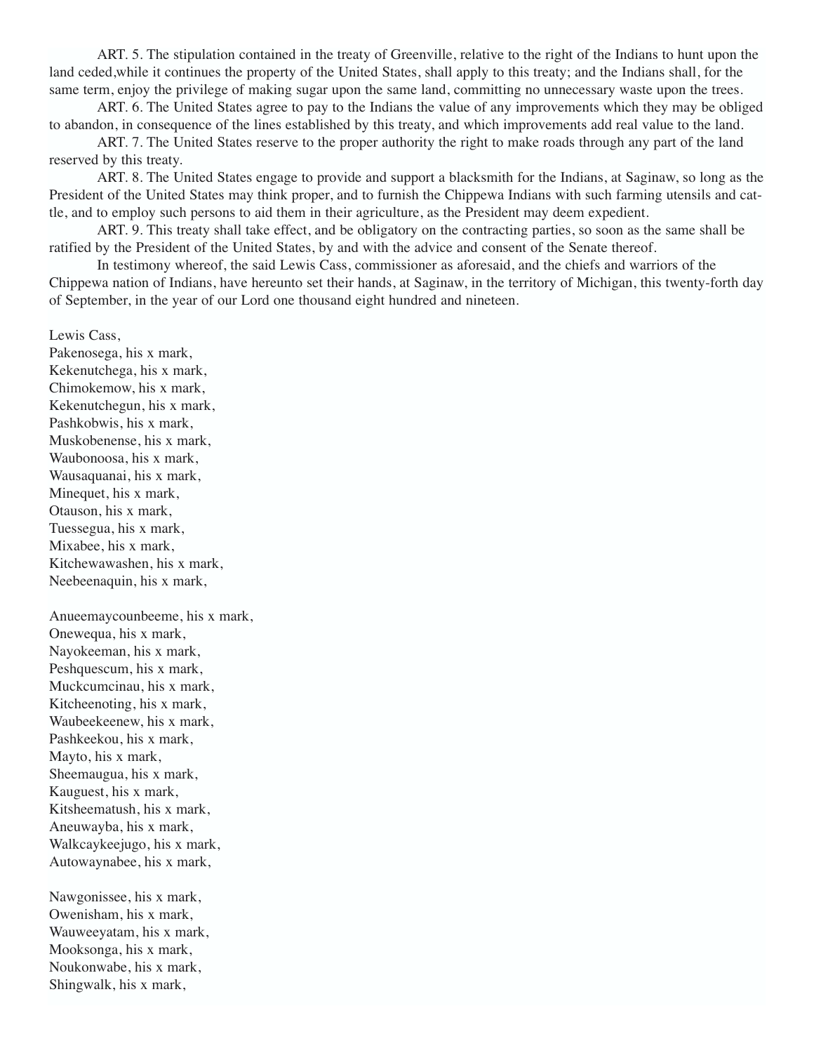ART. 5. The stipulation contained in the treaty of Greenville, relative to the right of the Indians to hunt upon the land ceded,while it continues the property of the United States, shall apply to this treaty; and the Indians shall, for the same term, enjoy the privilege of making sugar upon the same land, committing no unnecessary waste upon the trees.

ART. 6. The United States agree to pay to the Indians the value of any improvements which they may be obliged to abandon, in consequence of the lines established by this treaty, and which improvements add real value to the land.

ART. 7. The United States reserve to the proper authority the right to make roads through any part of the land reserved by this treaty.

ART. 8. The United States engage to provide and support a blacksmith for the Indians, at Saginaw, so long as the President of the United States may think proper, and to furnish the Chippewa Indians with such farming utensils and cattle, and to employ such persons to aid them in their agriculture, as the President may deem expedient.

ART. 9. This treaty shall take effect, and be obligatory on the contracting parties, so soon as the same shall be ratified by the President of the United States, by and with the advice and consent of the Senate thereof.

In testimony whereof, the said Lewis Cass, commissioner as aforesaid, and the chiefs and warriors of the Chippewa nation of Indians, have hereunto set their hands, at Saginaw, in the territory of Michigan, this twenty-forth day of September, in the year of our Lord one thousand eight hundred and nineteen.

Lewis Cass,
Pakenosega, his x mark,
Kekenutchega, his x mark,
Chimokemow, his x mark,
Kekenutchegun, his x mark,
Pashkobwis, his x mark,
Muskobenense, his x mark,
Waubonoosa, his x mark,
Wausaquanai, his x mark,
Minequet, his x mark,
Otauson, his x mark,
Tuessegua, his x mark,
Mixabee, his x mark,
Kitchewawashen, his x mark,
Neebeenaquin, his x mark,

Anueemaycounbeeme, his x mark,
Onewequa, his x mark,
Nayokeeman, his x mark,
Peshquescum, his x mark,
Muckcumcinau, his x mark,
Kitcheenoting, his x mark,
Waubeekeenew, his x mark,
Pashkeekou, his x mark,
Mayto, his x mark,
Sheemaugua, his x mark,
Kauguest, his x mark,
Kitsheematush, his x mark,
Aneuwayba, his x mark,
Walkcaykeejugo, his x mark,
Autowaynabee, his x mark,

Nawgonissee, his x mark,
Owenisham, his x mark,
Wauweeyatam, his x mark,
Mooksonga, his x mark,
Noukonwabe, his x mark,
Shingwalk, his x mark,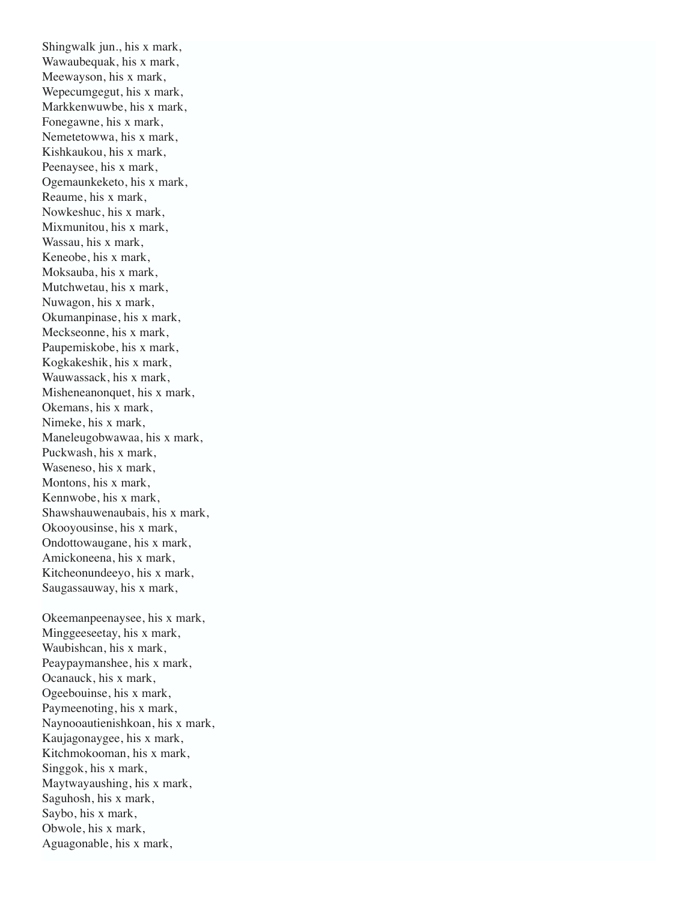Shingwalk jun., his x mark,
Wawaubequak, his x mark,
Meewayson, his x mark,
Wepecumgegut, his x mark,
Markkenwuwbe, his x mark,
Fonegawne, his x mark,
Nemetetowwa, his x mark,
Kishkaukou, his x mark,
Peenaysee, his x mark,
Ogemaunkeketo, his x mark,
Reaume, his x mark,
Nowkeshuc, his x mark,
Mixmunitou, his x mark,
Wassau, his x mark,
Keneobe, his x mark,
Moksauba, his x mark,
Mutchwetau, his x mark,
Nuwagon, his x mark,
Okumanpinase, his x mark,
Meckseonne, his x mark,
Paupemiskobe, his x mark,
Kogkakeshik, his x mark,
Wauwassack, his x mark,
Misheneanonquet, his x mark,
Okemans, his x mark,
Nimeke, his x mark,
Maneleugobwawaa, his x mark,
Puckwash, his x mark,
Waseneso, his x mark,
Montons, his x mark,
Kennwobe, his x mark,
Shawshauwenaubais, his x mark,
Okooyousinse, his x mark,
Ondottowaugane, his x mark,
Amickoneena, his x mark,
Kitcheonundeeyo, his x mark,
Saugassauway, his x mark,

Okeemanpeenaysee, his x mark,
Minggeeseetay, his x mark,
Waubishcan, his x mark,
Peaypaymanshee, his x mark,
Ocanauck, his x mark,
Ogeebouinse, his x mark,
Paymeenoting, his x mark,
Naynooautienishkoan, his x mark,
Kaujagonaygee, his x mark,
Kitchmokooman, his x mark,
Singgok, his x mark,
Maytwayaushing, his x mark,
Saguhosh, his x mark,
Saybo, his x mark,
Obwole, his x mark,
Aguagonable, his x mark,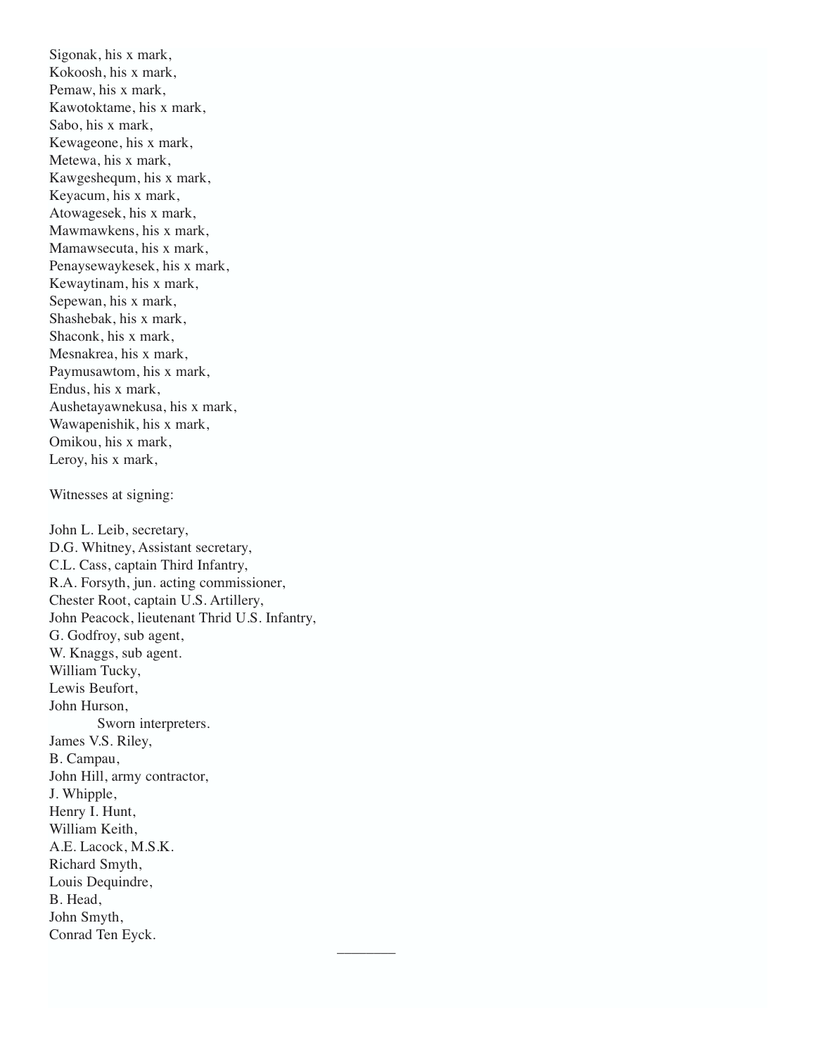Sigonak, his x mark,
Kokoosh, his x mark,
Pemaw, his x mark,
Kawotoktame, his x mark,
Sabo, his x mark,
Kewageone, his x mark,
Metewa, his x mark,
Kawgeshequm, his x mark,
Keyacum, his x mark,
Atowagesek, his x mark,
Mawmawkens, his x mark,
Mamawsecuta, his x mark,
Penaysewaykesek, his x mark,
Kewaytinam, his x mark,
Sepewan, his x mark,
Shashebak, his x mark,
Shaconk, his x mark,
Mesnakrea, his x mark,
Paymusawtom, his x mark,
Endus, his x mark,
Aushetayawnekusa, his x mark,
Wawapenishik, his x mark,
Omikou, his x mark,
Leroy, his x mark,

Witnesses at signing:

John L. Leib, secretary,
D.G. Whitney, Assistant secretary,
C.L. Cass, captain Third Infantry,
R.A. Forsyth, jun. acting commissioner,
Chester Root, captain U.S. Artillery,
John Peacock, lieutenant Thrid U.S. Infantry,
G. Godfroy, sub agent,
W. Knaggs, sub agent.
William Tucky,
Lewis Beufort,
John Hurson,
Sworn interpreters.
James V.S. Riley,
B. Campau,
John Hill, army contractor,
J. Whipple,
Henry I. Hunt,
William Keith,
A.E. Lacock, M.S.K.
Richard Smyth,
Louis Dequindre,
B. Head,
John Smyth,
Conrad Ten Eyck.

---